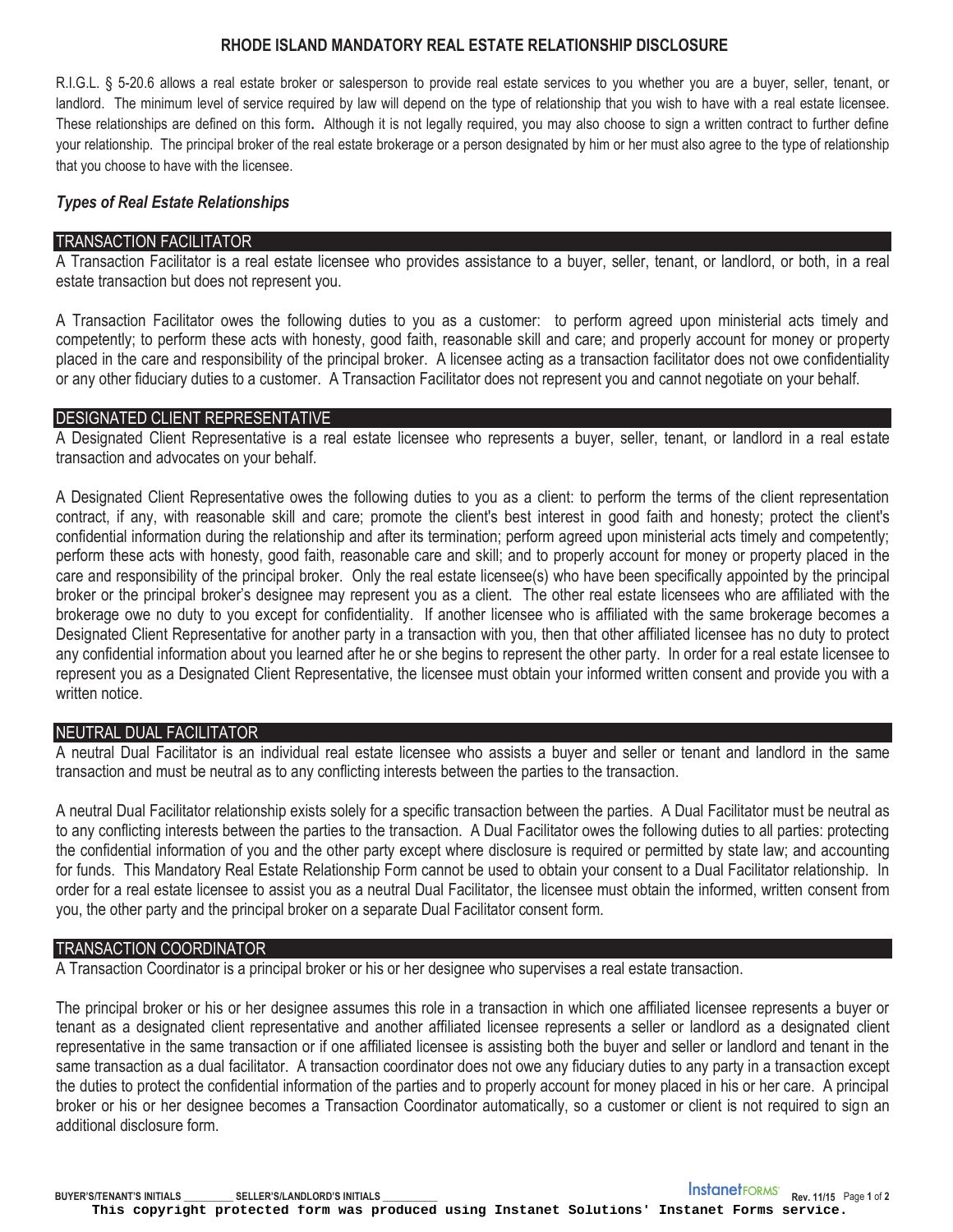# RHODE ISLAND MANDATORY REAL ESTATE RELATIONSHIP DISCLOSURE

R.I.G.L. § 5-20.6 allows a real estate broker or salesperson to provide real estate services to you whether you are a buyer, seller, tenant, or landlord. The minimum level of service required by law will depend on the type of relationship that you wish to have with a real estate licensee. These relationships are defined on this form**.** Although it is not legally required, you may also choose to sign a written contract to further define your relationship. The principal broker of the real estate brokerage or a person designated by him or her must also agree to the type of relationship that you choose to have with the licensee.

***Types of Real Estate Relationships***

## TRANSACTION FACILITATOR

A Transaction Facilitator is a real estate licensee who provides assistance to a buyer, seller, tenant, or landlord, or both, in a real estate transaction but does not represent you.

A Transaction Facilitator owes the following duties to you as a customer: to perform agreed upon ministerial acts timely and competently; to perform these acts with honesty, good faith, reasonable skill and care; and properly account for money or property placed in the care and responsibility of the principal broker. A licensee acting as a transaction facilitator does not owe confidentiality or any other fiduciary duties to a customer. A Transaction Facilitator does not represent you and cannot negotiate on your behalf.

## DESIGNATED CLIENT REPRESENTATIVE

A Designated Client Representative is a real estate licensee who represents a buyer, seller, tenant, or landlord in a real estate transaction and advocates on your behalf.

A Designated Client Representative owes the following duties to you as a client: to perform the terms of the client representation contract, if any, with reasonable skill and care; promote the client's best interest in good faith and honesty; protect the client's confidential information during the relationship and after its termination; perform agreed upon ministerial acts timely and competently; perform these acts with honesty, good faith, reasonable care and skill; and to properly account for money or property placed in the care and responsibility of the principal broker. Only the real estate licensee(s) who have been specifically appointed by the principal broker or the principal broker's designee may represent you as a client. The other real estate licensees who are affiliated with the brokerage owe no duty to you except for confidentiality. If another licensee who is affiliated with the same brokerage becomes a Designated Client Representative for another party in a transaction with you, then that other affiliated licensee has no duty to protect any confidential information about you learned after he or she begins to represent the other party. In order for a real estate licensee to represent you as a Designated Client Representative, the licensee must obtain your informed written consent and provide you with a written notice.

## NEUTRAL DUAL FACILITATOR

A neutral Dual Facilitator is an individual real estate licensee who assists a buyer and seller or tenant and landlord in the same transaction and must be neutral as to any conflicting interests between the parties to the transaction.

A neutral Dual Facilitator relationship exists solely for a specific transaction between the parties. A Dual Facilitator must be neutral as to any conflicting interests between the parties to the transaction. A Dual Facilitator owes the following duties to all parties: protecting the confidential information of you and the other party except where disclosure is required or permitted by state law; and accounting for funds. This Mandatory Real Estate Relationship Form cannot be used to obtain your consent to a Dual Facilitator relationship. In order for a real estate licensee to assist you as a neutral Dual Facilitator, the licensee must obtain the informed, written consent from you, the other party and the principal broker on a separate Dual Facilitator consent form.

## TRANSACTION COORDINATOR

A Transaction Coordinator is a principal broker or his or her designee who supervises a real estate transaction.

The principal broker or his or her designee assumes this role in a transaction in which one affiliated licensee represents a buyer or tenant as a designated client representative and another affiliated licensee represents a seller or landlord as a designated client representative in the same transaction or if one affiliated licensee is assisting both the buyer and seller or landlord and tenant in the same transaction as a dual facilitator. A transaction coordinator does not owe any fiduciary duties to any party in a transaction except the duties to protect the confidential information of the parties and to properly account for money placed in his or her care. A principal broker or his or her designee becomes a Transaction Coordinator automatically, so a customer or client is not required to sign an additional disclosure form.

BUYER'S/TENANT'S INITIALS __________ SELLER'S/LANDLORD'S INITIALS __________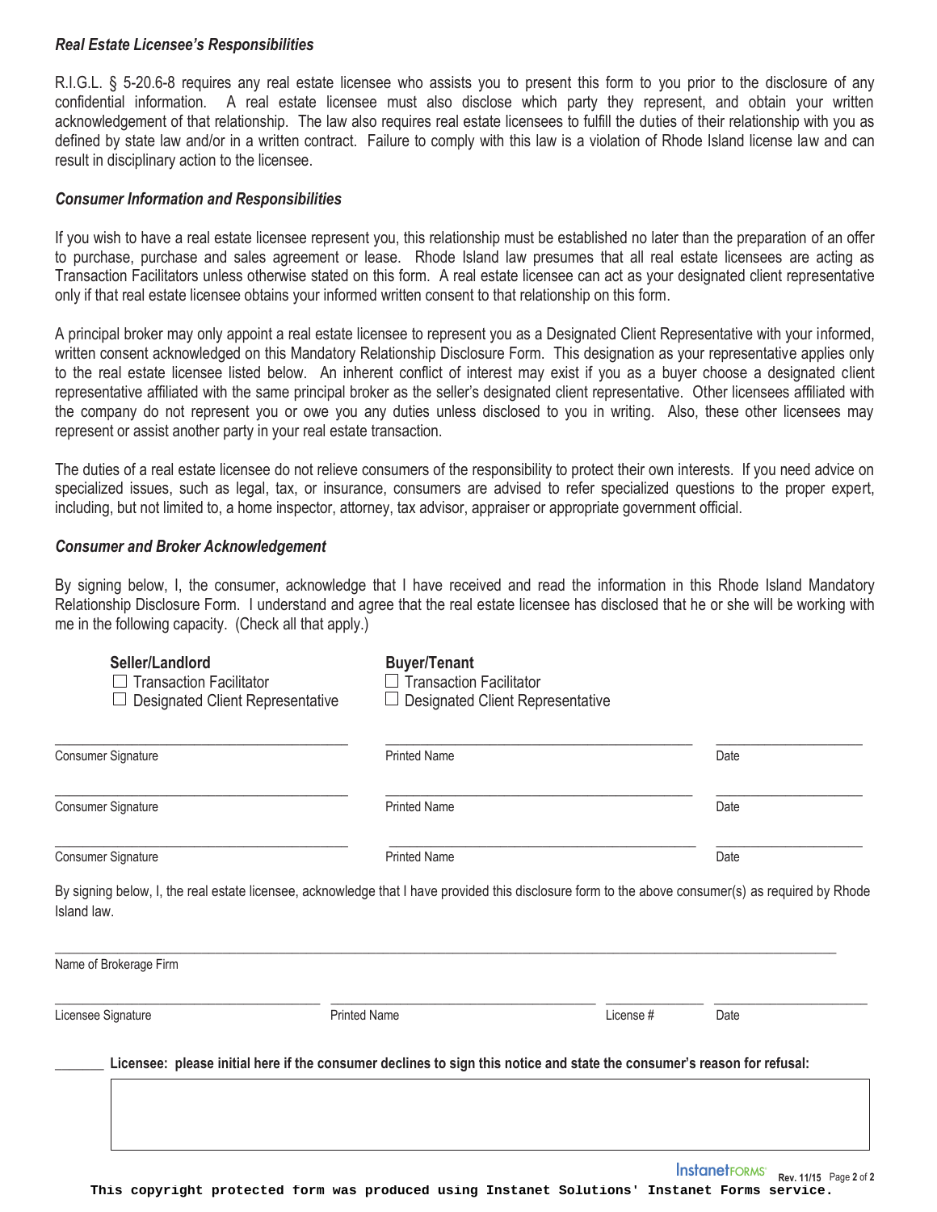***Real Estate Licensee's Responsibilities***

R.I.G.L. § 5-20.6-8 requires any real estate licensee who assists you to present this form to you prior to the disclosure of any confidential information. A real estate licensee must also disclose which party they represent, and obtain your written acknowledgement of that relationship. The law also requires real estate licensees to fulfill the duties of their relationship with you as defined by state law and/or in a written contract. Failure to comply with this law is a violation of Rhode Island license law and can result in disciplinary action to the licensee.

***Consumer Information and Responsibilities***

If you wish to have a real estate licensee represent you, this relationship must be established no later than the preparation of an offer to purchase, purchase and sales agreement or lease. Rhode Island law presumes that all real estate licensees are acting as Transaction Facilitators unless otherwise stated on this form. A real estate licensee can act as your designated client representative only if that real estate licensee obtains your informed written consent to that relationship on this form.

A principal broker may only appoint a real estate licensee to represent you as a Designated Client Representative with your informed, written consent acknowledged on this Mandatory Relationship Disclosure Form. This designation as your representative applies only to the real estate licensee listed below. An inherent conflict of interest may exist if you as a buyer choose a designated client representative affiliated with the same principal broker as the seller's designated client representative. Other licensees affiliated with the company do not represent you or owe you any duties unless disclosed to you in writing. Also, these other licensees may represent or assist another party in your real estate transaction.

The duties of a real estate licensee do not relieve consumers of the responsibility to protect their own interests. If you need advice on specialized issues, such as legal, tax, or insurance, consumers are advised to refer specialized questions to the proper expert, including, but not limited to, a home inspector, attorney, tax advisor, appraiser or appropriate government official.

***Consumer and Broker Acknowledgement***

By signing below, I, the consumer, acknowledge that I have received and read the information in this Rhode Island Mandatory Relationship Disclosure Form. I understand and agree that the real estate licensee has disclosed that he or she will be working with me in the following capacity. (Check all that apply.)

**Seller/Landlord**
☐ Transaction Facilitator
☐ Designated Client Representative

**Buyer/Tenant**
☐ Transaction Facilitator
☐ Designated Client Representative

| Consumer Signature | Printed Name | Date |
|---|---|---|
| | | |

| Consumer Signature | Printed Name | Date |
|---|---|---|
| | | |

| Consumer Signature | Printed Name | Date |
|---|---|---|
| | | |

By signing below, I, the real estate licensee, acknowledge that I have provided this disclosure form to the above consumer(s) as required by Rhode Island law.

______________________________________________
Name of Brokerage Firm

| Licensee Signature | Printed Name | License # | Date |
|---|---|---|---|
| | | | |

_______ **Licensee: please initial here if the consumer declines to sign this notice and state the consumer's reason for refusal:**

| |
|---|
| |

Rev. 11/15

This copyright protected form was produced using Instanet Solutions' Instanet Forms service.